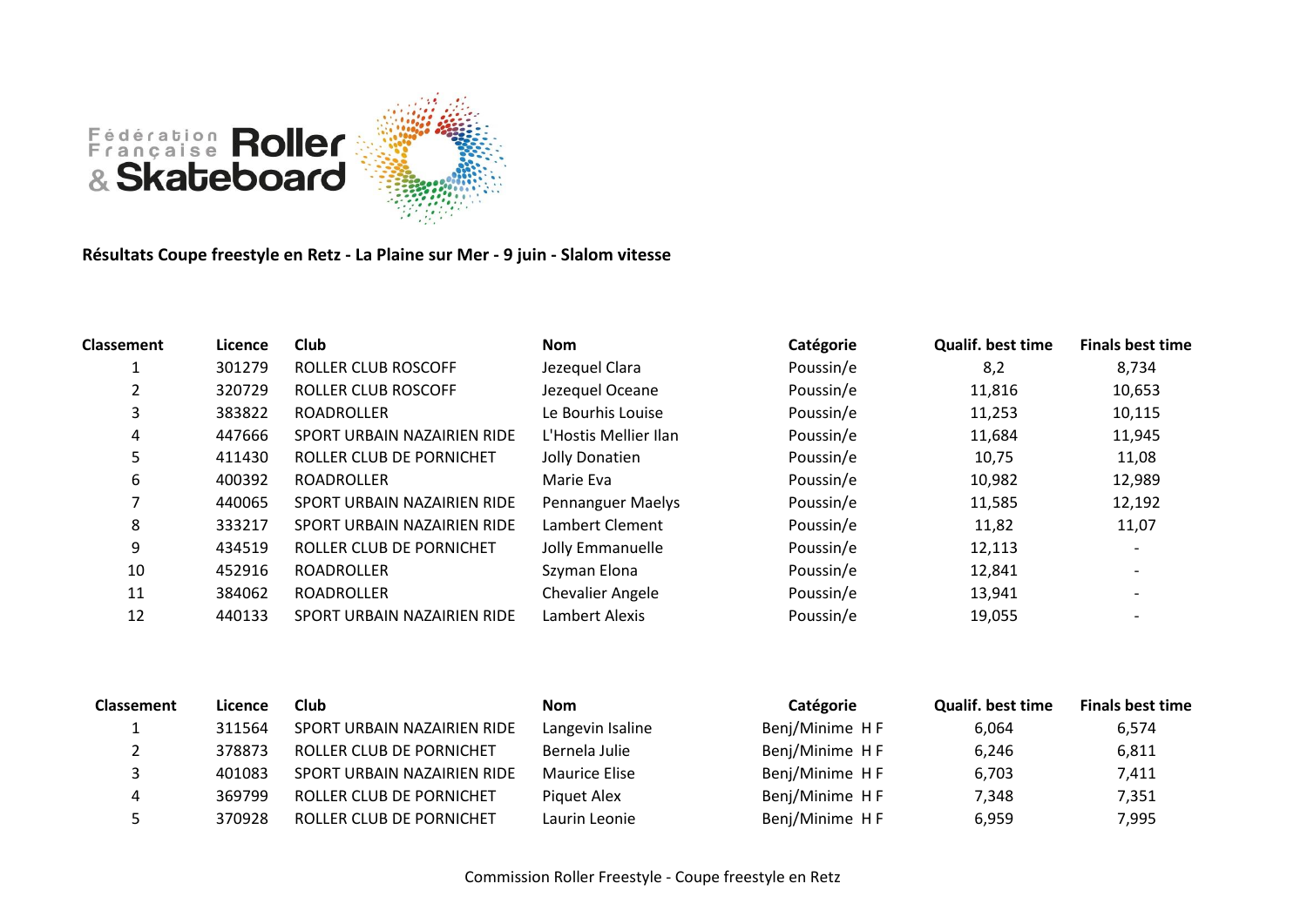Fédération Française Roller & Skateboard

**Résultats Coupe freestyle en Retz - La Plaine sur Mer - 9 juin - Slalom vitesse**

| Classement | Licence | Club | Nom | Catégorie | Qualif. best time | Finals best time |
|---|---|---|---|---|---|---|
| 1 | 301279 | ROLLER CLUB ROSCOFF | Jezequel Clara | Poussin/e | 8,2 | 8,734 |
| 2 | 320729 | ROLLER CLUB ROSCOFF | Jezequel Oceane | Poussin/e | 11,816 | 10,653 |
| 3 | 383822 | ROADROLLER | Le Bourhis Louise | Poussin/e | 11,253 | 10,115 |
| 4 | 447666 | SPORT URBAIN NAZAIRIEN RIDE | L'Hostis Mellier Ilan | Poussin/e | 11,684 | 11,945 |
| 5 | 411430 | ROLLER CLUB DE PORNICHET | Jolly Donatien | Poussin/e | 10,75 | 11,08 |
| 6 | 400392 | ROADROLLER | Marie Eva | Poussin/e | 10,982 | 12,989 |
| 7 | 440065 | SPORT URBAIN NAZAIRIEN RIDE | Pennanguer Maelys | Poussin/e | 11,585 | 12,192 |
| 8 | 333217 | SPORT URBAIN NAZAIRIEN RIDE | Lambert Clement | Poussin/e | 11,82 | 11,07 |
| 9 | 434519 | ROLLER CLUB DE PORNICHET | Jolly Emmanuelle | Poussin/e | 12,113 | - |
| 10 | 452916 | ROADROLLER | Szyman Elona | Poussin/e | 12,841 | - |
| 11 | 384062 | ROADROLLER | Chevalier Angele | Poussin/e | 13,941 | - |
| 12 | 440133 | SPORT URBAIN NAZAIRIEN RIDE | Lambert Alexis | Poussin/e | 19,055 | - |

| Classement | Licence | Club | Nom | Catégorie | Qualif. best time | Finals best time |
|---|---|---|---|---|---|---|
| 1 | 311564 | SPORT URBAIN NAZAIRIEN RIDE | Langevin Isaline | Benj/Minime H F | 6,064 | 6,574 |
| 2 | 378873 | ROLLER CLUB DE PORNICHET | Bernela Julie | Benj/Minime H F | 6,246 | 6,811 |
| 3 | 401083 | SPORT URBAIN NAZAIRIEN RIDE | Maurice Elise | Benj/Minime H F | 6,703 | 7,411 |
| 4 | 369799 | ROLLER CLUB DE PORNICHET | Piquet Alex | Benj/Minime H F | 7,348 | 7,351 |
| 5 | 370928 | ROLLER CLUB DE PORNICHET | Laurin Leonie | Benj/Minime H F | 6,959 | 7,995 |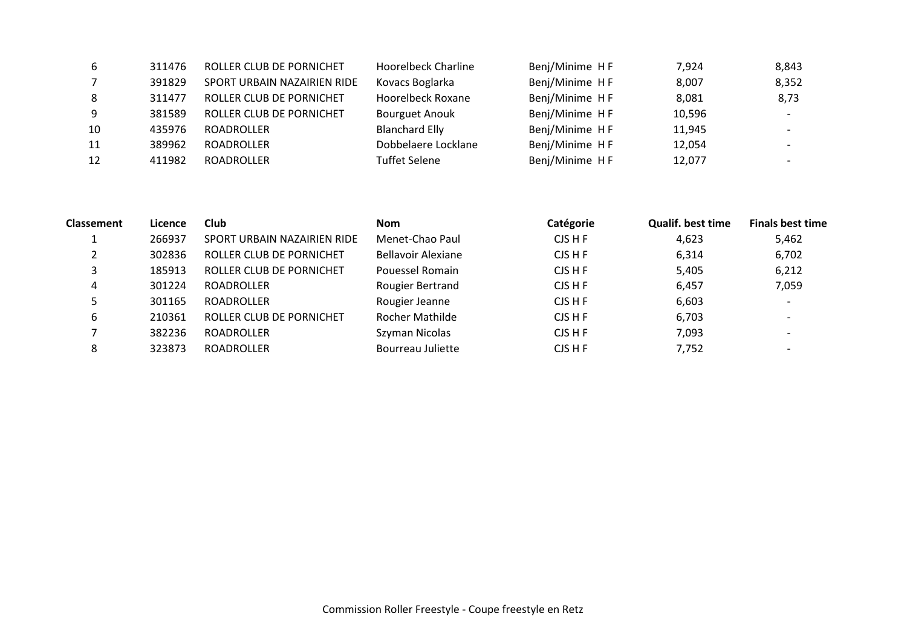| | | | | | | |
|---|---|---|---|---|---|---|
| 6 | 311476 | ROLLER CLUB DE PORNICHET | Hoorelbeck Charline | Benj/Minime H F | 7,924 | 8,843 |
| 7 | 391829 | SPORT URBAIN NAZAIRIEN RIDE | Kovacs Boglarka | Benj/Minime H F | 8,007 | 8,352 |
| 8 | 311477 | ROLLER CLUB DE PORNICHET | Hoorelbeck Roxane | Benj/Minime H F | 8,081 | 8,73 |
| 9 | 381589 | ROLLER CLUB DE PORNICHET | Bourguet Anouk | Benj/Minime H F | 10,596 | - |
| 10 | 435976 | ROADROLLER | Blanchard Elly | Benj/Minime H F | 11,945 | - |
| 11 | 389962 | ROADROLLER | Dobbelaere Locklane | Benj/Minime H F | 12,054 | - |
| 12 | 411982 | ROADROLLER | Tuffet Selene | Benj/Minime H F | 12,077 | - |

| Classement | Licence | Club | Nom | Catégorie | Qualif. best time | Finals best time |
|---|---|---|---|---|---|---|
| 1 | 266937 | SPORT URBAIN NAZAIRIEN RIDE | Menet-Chao Paul | CJS H F | 4,623 | 5,462 |
| 2 | 302836 | ROLLER CLUB DE PORNICHET | Bellavoir Alexiane | CJS H F | 6,314 | 6,702 |
| 3 | 185913 | ROLLER CLUB DE PORNICHET | Pouessel Romain | CJS H F | 5,405 | 6,212 |
| 4 | 301224 | ROADROLLER | Rougier Bertrand | CJS H F | 6,457 | 7,059 |
| 5 | 301165 | ROADROLLER | Rougier Jeanne | CJS H F | 6,603 | - |
| 6 | 210361 | ROLLER CLUB DE PORNICHET | Rocher Mathilde | CJS H F | 6,703 | - |
| 7 | 382236 | ROADROLLER | Szyman Nicolas | CJS H F | 7,093 | - |
| 8 | 323873 | ROADROLLER | Bourreau Juliette | CJS H F | 7,752 | - |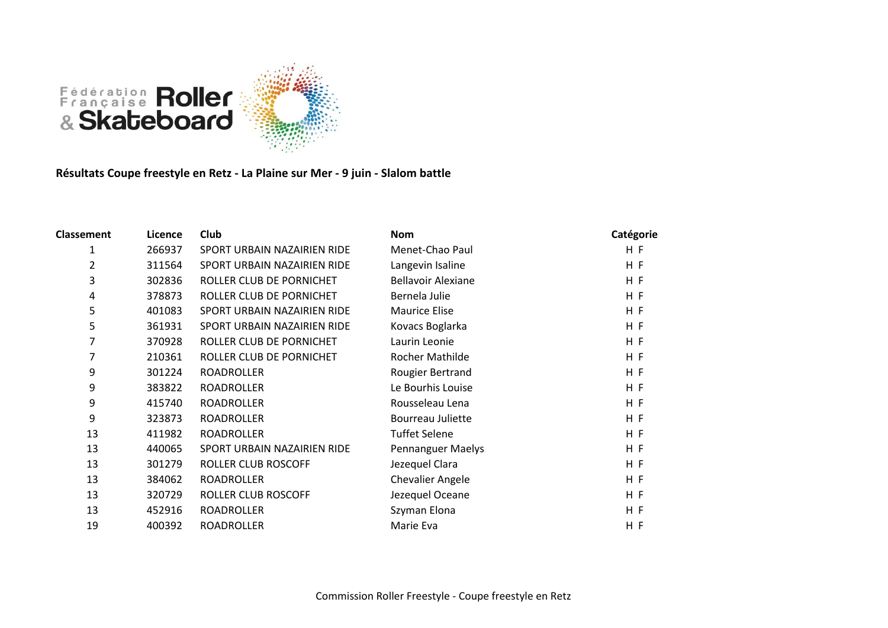**Résultats Coupe freestyle en Retz - La Plaine sur Mer - 9 juin - Slalom battle**

| Classement | Licence | Club | Nom | Catégorie |
|---|---|---|---|---|
| 1 | 266937 | SPORT URBAIN NAZAIRIEN RIDE | Menet-Chao Paul | H F |
| 2 | 311564 | SPORT URBAIN NAZAIRIEN RIDE | Langevin Isaline | H F |
| 3 | 302836 | ROLLER CLUB DE PORNICHET | Bellavoir Alexiane | H F |
| 4 | 378873 | ROLLER CLUB DE PORNICHET | Bernela Julie | H F |
| 5 | 401083 | SPORT URBAIN NAZAIRIEN RIDE | Maurice Elise | H F |
| 5 | 361931 | SPORT URBAIN NAZAIRIEN RIDE | Kovacs Boglarka | H F |
| 7 | 370928 | ROLLER CLUB DE PORNICHET | Laurin Leonie | H F |
| 7 | 210361 | ROLLER CLUB DE PORNICHET | Rocher Mathilde | H F |
| 9 | 301224 | ROADROLLER | Rougier Bertrand | H F |
| 9 | 383822 | ROADROLLER | Le Bourhis Louise | H F |
| 9 | 415740 | ROADROLLER | Rousseleau Lena | H F |
| 9 | 323873 | ROADROLLER | Bourreau Juliette | H F |
| 13 | 411982 | ROADROLLER | Tuffet Selene | H F |
| 13 | 440065 | SPORT URBAIN NAZAIRIEN RIDE | Pennanguer Maelys | H F |
| 13 | 301279 | ROLLER CLUB ROSCOFF | Jezequel Clara | H F |
| 13 | 384062 | ROADROLLER | Chevalier Angele | H F |
| 13 | 320729 | ROLLER CLUB ROSCOFF | Jezequel Oceane | H F |
| 13 | 452916 | ROADROLLER | Szyman Elona | H F |
| 19 | 400392 | ROADROLLER | Marie Eva | H F |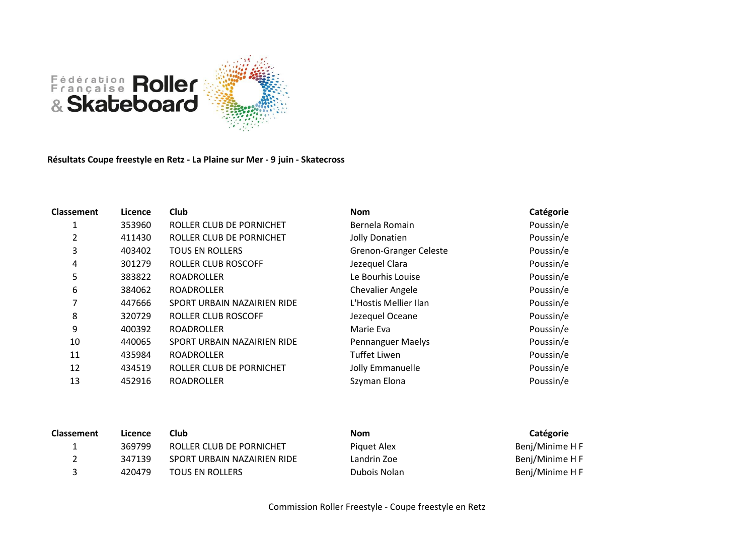**Résultats Coupe freestyle en Retz - La Plaine sur Mer - 9 juin - Skatecross**

| Classement | Licence | Club | Nom | Catégorie |
|---|---|---|---|---|
| 1 | 353960 | ROLLER CLUB DE PORNICHET | Bernela Romain | Poussin/e |
| 2 | 411430 | ROLLER CLUB DE PORNICHET | Jolly Donatien | Poussin/e |
| 3 | 403402 | TOUS EN ROLLERS | Grenon-Granger Celeste | Poussin/e |
| 4 | 301279 | ROLLER CLUB ROSCOFF | Jezequel Clara | Poussin/e |
| 5 | 383822 | ROADROLLER | Le Bourhis Louise | Poussin/e |
| 6 | 384062 | ROADROLLER | Chevalier Angele | Poussin/e |
| 7 | 447666 | SPORT URBAIN NAZAIRIEN RIDE | L'Hostis Mellier Ilan | Poussin/e |
| 8 | 320729 | ROLLER CLUB ROSCOFF | Jezequel Oceane | Poussin/e |
| 9 | 400392 | ROADROLLER | Marie Eva | Poussin/e |
| 10 | 440065 | SPORT URBAIN NAZAIRIEN RIDE | Pennanguer Maelys | Poussin/e |
| 11 | 435984 | ROADROLLER | Tuffet Liwen | Poussin/e |
| 12 | 434519 | ROLLER CLUB DE PORNICHET | Jolly Emmanuelle | Poussin/e |
| 13 | 452916 | ROADROLLER | Szyman Elona | Poussin/e |

| Classement | Licence | Club | Nom | Catégorie |
|---|---|---|---|---|
| 1 | 369799 | ROLLER CLUB DE PORNICHET | Piquet Alex | Benj/Minime H F |
| 2 | 347139 | SPORT URBAIN NAZAIRIEN RIDE | Landrin Zoe | Benj/Minime H F |
| 3 | 420479 | TOUS EN ROLLERS | Dubois Nolan | Benj/Minime H F |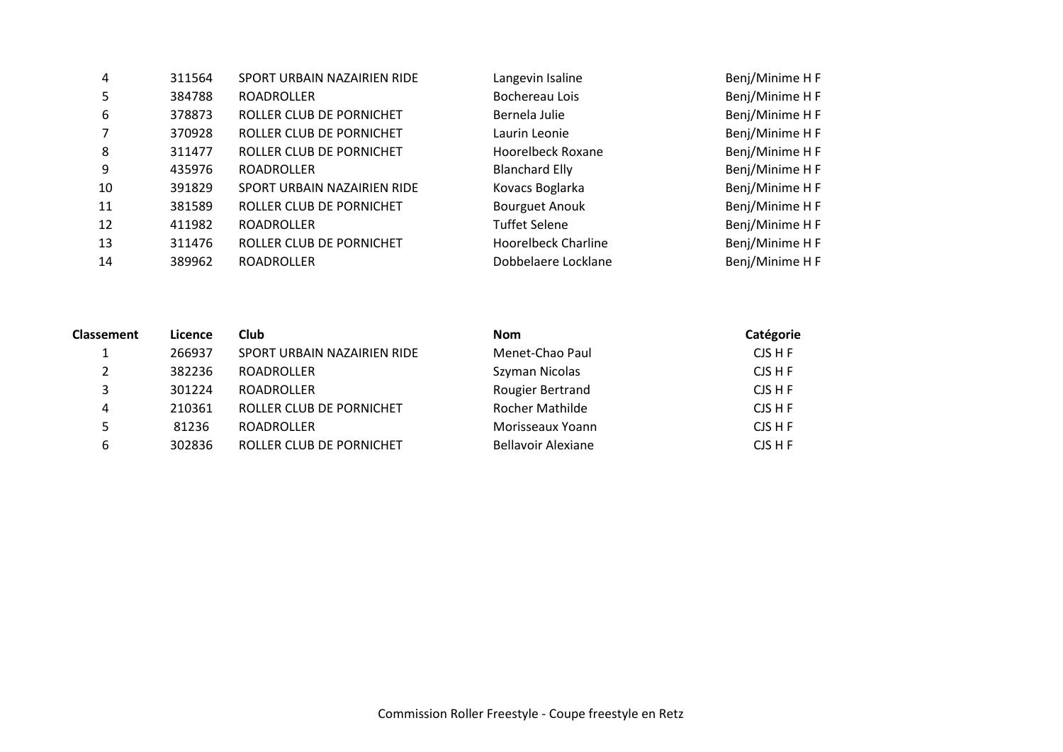| Classement | Licence | Club | Nom | Catégorie |
|---|---|---|---|---|
| 4 | 311564 | SPORT URBAIN NAZAIRIEN RIDE | Langevin Isaline | Benj/Minime H F |
| 5 | 384788 | ROADROLLER | Bochereau Lois | Benj/Minime H F |
| 6 | 378873 | ROLLER CLUB DE PORNICHET | Bernela Julie | Benj/Minime H F |
| 7 | 370928 | ROLLER CLUB DE PORNICHET | Laurin Leonie | Benj/Minime H F |
| 8 | 311477 | ROLLER CLUB DE PORNICHET | Hoorelbeck Roxane | Benj/Minime H F |
| 9 | 435976 | ROADROLLER | Blanchard Elly | Benj/Minime H F |
| 10 | 391829 | SPORT URBAIN NAZAIRIEN RIDE | Kovacs Boglarka | Benj/Minime H F |
| 11 | 381589 | ROLLER CLUB DE PORNICHET | Bourguet Anouk | Benj/Minime H F |
| 12 | 411982 | ROADROLLER | Tuffet Selene | Benj/Minime H F |
| 13 | 311476 | ROLLER CLUB DE PORNICHET | Hoorelbeck Charline | Benj/Minime H F |
| 14 | 389962 | ROADROLLER | Dobbelaere Locklane | Benj/Minime H F |

| Classement | Licence | Club | Nom | Catégorie |
|---|---|---|---|---|
| 1 | 266937 | SPORT URBAIN NAZAIRIEN RIDE | Menet-Chao Paul | CJS H F |
| 2 | 382236 | ROADROLLER | Szyman Nicolas | CJS H F |
| 3 | 301224 | ROADROLLER | Rougier Bertrand | CJS H F |
| 4 | 210361 | ROLLER CLUB DE PORNICHET | Rocher Mathilde | CJS H F |
| 5 | 81236 | ROADROLLER | Morisseaux Yoann | CJS H F |
| 6 | 302836 | ROLLER CLUB DE PORNICHET | Bellavoir Alexiane | CJS H F |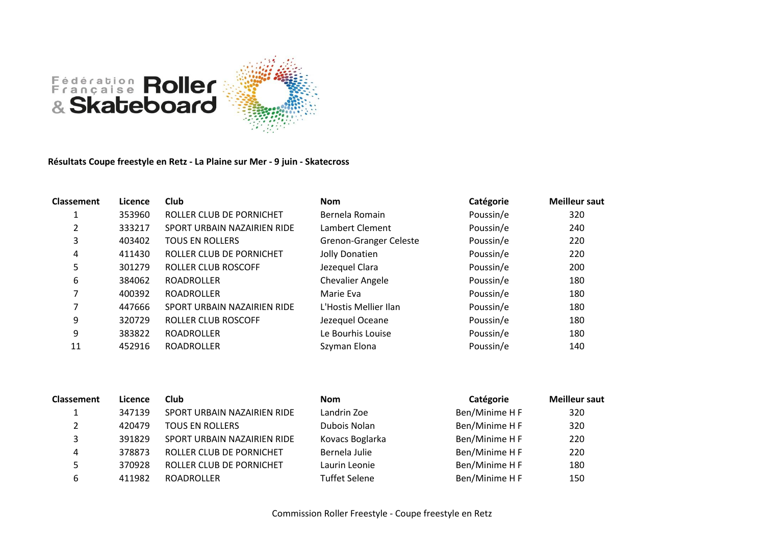Fédération Française Roller & Skateboard

**Résultats Coupe freestyle en Retz - La Plaine sur Mer - 9 juin - Skatecross**

| Classement | Licence | Club | Nom | Catégorie | Meilleur saut |
|---|---|---|---|---|---|
| 1 | 353960 | ROLLER CLUB DE PORNICHET | Bernela Romain | Poussin/e | 320 |
| 2 | 333217 | SPORT URBAIN NAZAIRIEN RIDE | Lambert Clement | Poussin/e | 240 |
| 3 | 403402 | TOUS EN ROLLERS | Grenon-Granger Celeste | Poussin/e | 220 |
| 4 | 411430 | ROLLER CLUB DE PORNICHET | Jolly Donatien | Poussin/e | 220 |
| 5 | 301279 | ROLLER CLUB ROSCOFF | Jezequel Clara | Poussin/e | 200 |
| 6 | 384062 | ROADROLLER | Chevalier Angele | Poussin/e | 180 |
| 7 | 400392 | ROADROLLER | Marie Eva | Poussin/e | 180 |
| 7 | 447666 | SPORT URBAIN NAZAIRIEN RIDE | L'Hostis Mellier Ilan | Poussin/e | 180 |
| 9 | 320729 | ROLLER CLUB ROSCOFF | Jezequel Oceane | Poussin/e | 180 |
| 9 | 383822 | ROADROLLER | Le Bourhis Louise | Poussin/e | 180 |
| 11 | 452916 | ROADROLLER | Szyman Elona | Poussin/e | 140 |

| Classement | Licence | Club | Nom | Catégorie | Meilleur saut |
|---|---|---|---|---|---|
| 1 | 347139 | SPORT URBAIN NAZAIRIEN RIDE | Landrin Zoe | Ben/Minime H F | 320 |
| 2 | 420479 | TOUS EN ROLLERS | Dubois Nolan | Ben/Minime H F | 320 |
| 3 | 391829 | SPORT URBAIN NAZAIRIEN RIDE | Kovacs Boglarka | Ben/Minime H F | 220 |
| 4 | 378873 | ROLLER CLUB DE PORNICHET | Bernela Julie | Ben/Minime H F | 220 |
| 5 | 370928 | ROLLER CLUB DE PORNICHET | Laurin Leonie | Ben/Minime H F | 180 |
| 6 | 411982 | ROADROLLER | Tuffet Selene | Ben/Minime H F | 150 |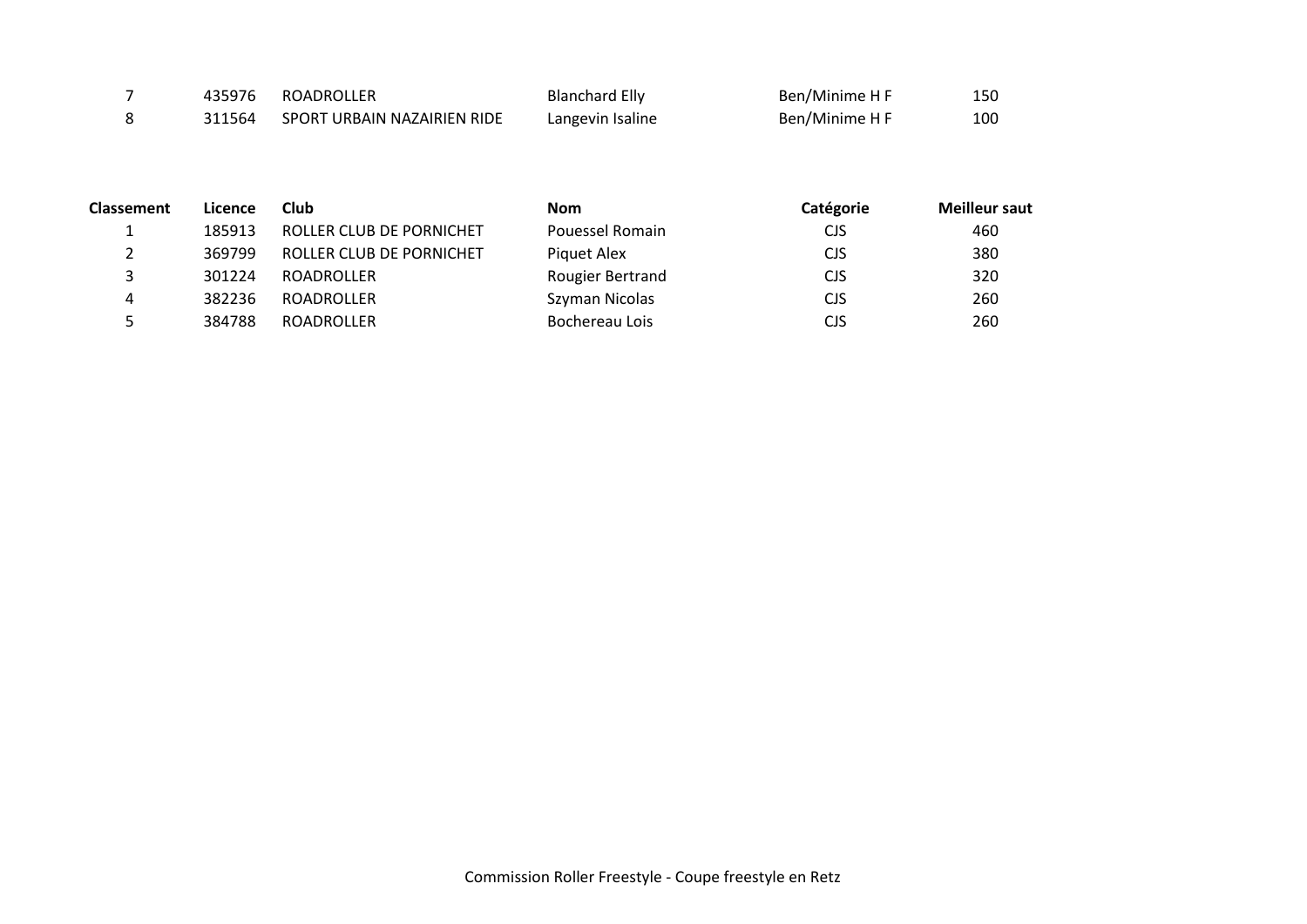| | | | | | |
|---|---|---|---|---|---|
| 7 | 435976 | ROADROLLER | Blanchard Elly | Ben/Minime H F | 150 |
| 8 | 311564 | SPORT URBAIN NAZAIRIEN RIDE | Langevin Isaline | Ben/Minime H F | 100 |

| Classement | Licence | Club | Nom | Catégorie | Meilleur saut |
|---|---|---|---|---|---|
| 1 | 185913 | ROLLER CLUB DE PORNICHET | Pouessel Romain | CJS | 460 |
| 2 | 369799 | ROLLER CLUB DE PORNICHET | Piquet Alex | CJS | 380 |
| 3 | 301224 | ROADROLLER | Rougier Bertrand | CJS | 320 |
| 4 | 382236 | ROADROLLER | Szyman Nicolas | CJS | 260 |
| 5 | 384788 | ROADROLLER | Bochereau Lois | CJS | 260 |